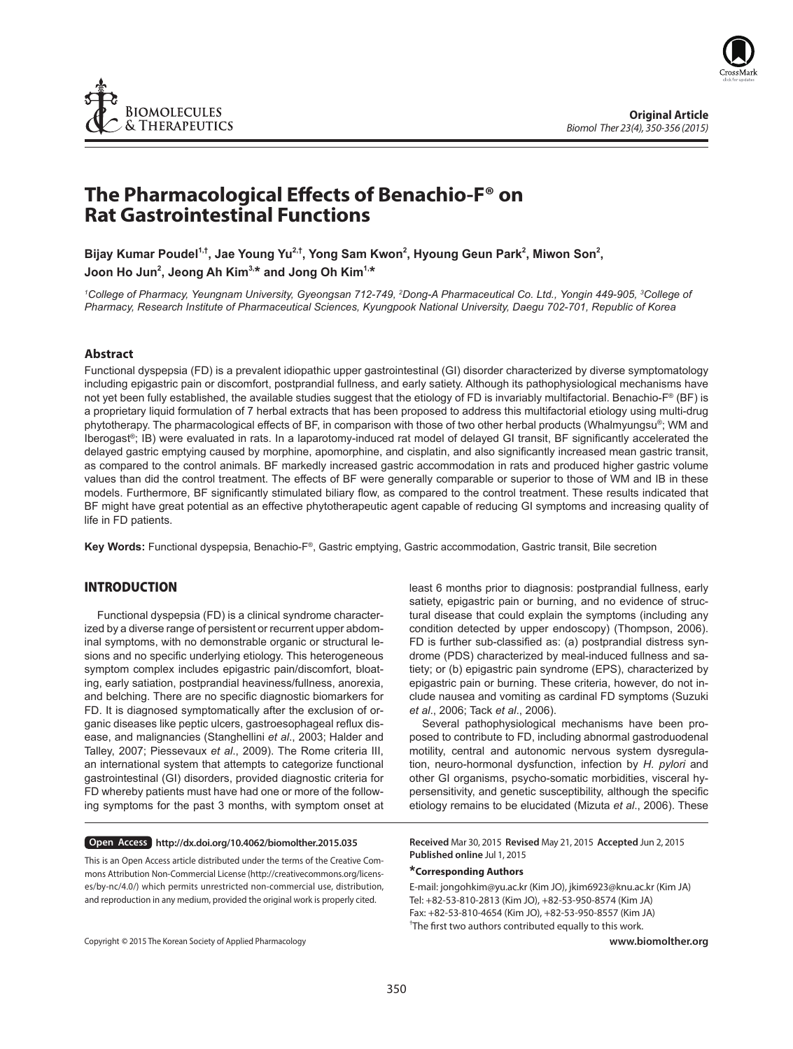Original Article

# The Pharmacological Effects of Benachio-F® on Rat Gastrointestinal Functions

**Bijay Kumar Poudel[1,†], Jae Young Yu[2,†], Yong Sam Kwon[2], Hyoung Geun Park[2], Miwon Son[2], Joon Ho Jun[2], Jeong Ah Kim[3,*] and Jong Oh Kim[1,*]**

*[1]College of Pharmacy, Yeungnam University, Gyeongsan 712-749, [2]Dong-A Pharmaceutical Co. Ltd., Yongin 449-905, [3]College of Pharmacy, Research Institute of Pharmaceutical Sciences, Kyungpook National University, Daegu 702-701, Republic of Korea*

## Abstract

Functional dyspepsia (FD) is a prevalent idiopathic upper gastrointestinal (GI) disorder characterized by diverse symptomatology including epigastric pain or discomfort, postprandial fullness, and early satiety. Although its pathophysiological mechanisms have not yet been fully established, the available studies suggest that the etiology of FD is invariably multifactorial. Benachio-F® (BF) is a proprietary liquid formulation of 7 herbal extracts that has been proposed to address this multifactorial etiology using multi-drug phytotherapy. The pharmacological effects of BF, in comparison with those of two other herbal products (Whalmyungsu®; WM and Iberogast®; IB) were evaluated in rats. In a laparotomy-induced rat model of delayed GI transit, BF significantly accelerated the delayed gastric emptying caused by morphine, apomorphine, and cisplatin, and also significantly increased mean gastric transit, as compared to the control animals. BF markedly increased gastric accommodation in rats and produced higher gastric volume values than did the control treatment. The effects of BF were generally comparable or superior to those of WM and IB in these models. Furthermore, BF significantly stimulated biliary flow, as compared to the control treatment. These results indicated that BF might have great potential as an effective phytotherapeutic agent capable of reducing GI symptoms and increasing quality of life in FD patients.

**Key Words:** Functional dyspepsia, Benachio-F®, Gastric emptying, Gastric accommodation, Gastric transit, Bile secretion

## INTRODUCTION

Functional dyspepsia (FD) is a clinical syndrome characterized by a diverse range of persistent or recurrent upper abdominal symptoms, with no demonstrable organic or structural lesions and no specific underlying etiology. This heterogeneous symptom complex includes epigastric pain/discomfort, bloating, early satiation, postprandial heaviness/fullness, anorexia, and belching. There are no specific diagnostic biomarkers for FD. It is diagnosed symptomatically after the exclusion of organic diseases like peptic ulcers, gastroesophageal reflux disease, and malignancies (Stanghellini *et al*., 2003; Halder and Talley, 2007; Piessevaux *et al*., 2009). The Rome criteria III, an international system that attempts to categorize functional gastrointestinal (GI) disorders, provided diagnostic criteria for FD whereby patients must have had one or more of the following symptoms for the past 3 months, with symptom onset at least 6 months prior to diagnosis: postprandial fullness, early satiety, epigastric pain or burning, and no evidence of structural disease that could explain the symptoms (including any condition detected by upper endoscopy) (Thompson, 2006). FD is further sub-classified as: (a) postprandial distress syndrome (PDS) characterized by meal-induced fullness and satiety; or (b) epigastric pain syndrome (EPS), characterized by epigastric pain or burning. These criteria, however, do not include nausea and vomiting as cardinal FD symptoms (Suzuki *et al*., 2006; Tack *et al*., 2006).

Several pathophysiological mechanisms have been proposed to contribute to FD, including abnormal gastroduodenal motility, central and autonomic nervous system dysregulation, neuro-hormonal dysfunction, infection by *H. pylori* and other GI organisms, psycho-somatic morbidities, visceral hypersensitivity, and genetic susceptibility, although the specific etiology remains to be elucidated (Mizuta *et al*., 2006). These

**Open Access** http://dx.doi.org/10.4062/biomolther.2015.035

This is an Open Access article distributed under the terms of the Creative Commons Attribution Non-Commercial License (http://creativecommons.org/licenses/by-nc/4.0/) which permits unrestricted non-commercial use, distribution, and reproduction in any medium, provided the original work is properly cited.

Copyright © 2015 The Korean Society of Applied Pharmacology

**Received** Mar 30, 2015 **Revised** May 21, 2015 **Accepted** Jun 2, 2015
**Published online** Jul 1, 2015

**\*Corresponding Authors**
E-mail: jongohkim@yu.ac.kr (Kim JO), jkim6923@knu.ac.kr (Kim JA)
Tel: +82-53-810-2813 (Kim JO), +82-53-950-8574 (Kim JA)
Fax: +82-53-810-4654 (Kim JO), +82-53-950-8557 (Kim JA)
[†]The first two authors contributed equally to this work.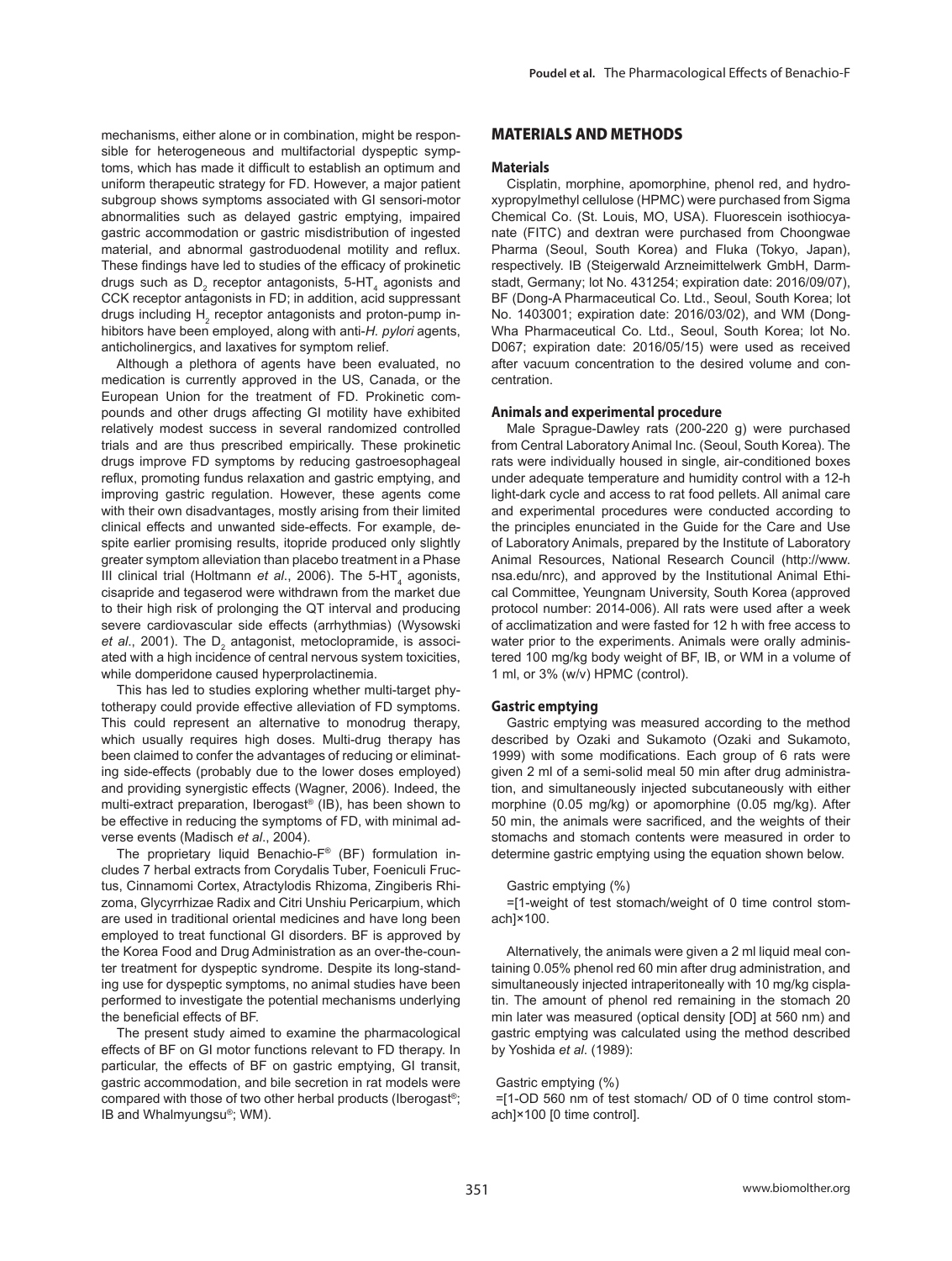mechanisms, either alone or in combination, might be responsible for heterogeneous and multifactorial dyspeptic symptoms, which has made it difficult to establish an optimum and uniform therapeutic strategy for FD. However, a major patient subgroup shows symptoms associated with GI sensori-motor abnormalities such as delayed gastric emptying, impaired gastric accommodation or gastric misdistribution of ingested material, and abnormal gastroduodenal motility and reflux. These findings have led to studies of the efficacy of prokinetic drugs such as $D_2$ receptor antagonists, 5-$HT_4$ agonists and CCK receptor antagonists in FD; in addition, acid suppressant drugs including $H_2$ receptor antagonists and proton-pump inhibitors have been employed, along with anti-*H. pylori* agents, anticholinergics, and laxatives for symptom relief.

Although a plethora of agents have been evaluated, no medication is currently approved in the US, Canada, or the European Union for the treatment of FD. Prokinetic compounds and other drugs affecting GI motility have exhibited relatively modest success in several randomized controlled trials and are thus prescribed empirically. These prokinetic drugs improve FD symptoms by reducing gastroesophageal reflux, promoting fundus relaxation and gastric emptying, and improving gastric regulation. However, these agents come with their own disadvantages, mostly arising from their limited clinical effects and unwanted side-effects. For example, despite earlier promising results, itopride produced only slightly greater symptom alleviation than placebo treatment in a Phase III clinical trial (Holtmann *et al*., 2006). The 5-$HT_4$ agonists, cisapride and tegaserod were withdrawn from the market due to their high risk of prolonging the QT interval and producing severe cardiovascular side effects (arrhythmias) (Wysowski *et al*., 2001). The $D_2$ antagonist, metoclopramide, is associated with a high incidence of central nervous system toxicities, while domperidone caused hyperprolactinemia.

This has led to studies exploring whether multi-target phytotherapy could provide effective alleviation of FD symptoms. This could represent an alternative to monodrug therapy, which usually requires high doses. Multi-drug therapy has been claimed to confer the advantages of reducing or eliminating side-effects (probably due to the lower doses employed) and providing synergistic effects (Wagner, 2006). Indeed, the multi-extract preparation, Iberogast® (IB), has been shown to be effective in reducing the symptoms of FD, with minimal adverse events (Madisch *et al*., 2004).

The proprietary liquid Benachio-F® (BF) formulation includes 7 herbal extracts from Corydalis Tuber, Foeniculi Fructus, Cinnamomi Cortex, Atractylodis Rhizoma, Zingiberis Rhizoma, Glycyrrhizae Radix and Citri Unshiu Pericarpium, which are used in traditional oriental medicines and have long been employed to treat functional GI disorders. BF is approved by the Korea Food and Drug Administration as an over-the-counter treatment for dyspeptic syndrome. Despite its long-standing use for dyspeptic symptoms, no animal studies have been performed to investigate the potential mechanisms underlying the beneficial effects of BF.

The present study aimed to examine the pharmacological effects of BF on GI motor functions relevant to FD therapy. In particular, the effects of BF on gastric emptying, GI transit, gastric accommodation, and bile secretion in rat models were compared with those of two other herbal products (Iberogast®; IB and Whalmyungsu®; WM).

## MATERIALS AND METHODS

### Materials

Cisplatin, morphine, apomorphine, phenol red, and hydroxypropylmethyl cellulose (HPMC) were purchased from Sigma Chemical Co. (St. Louis, MO, USA). Fluorescein isothiocyanate (FITC) and dextran were purchased from Choongwae Pharma (Seoul, South Korea) and Fluka (Tokyo, Japan), respectively. IB (Steigerwald Arzneimittelwerk GmbH, Darmstadt, Germany; lot No. 431254; expiration date: 2016/09/07), BF (Dong-A Pharmaceutical Co. Ltd., Seoul, South Korea; lot No. 1403001; expiration date: 2016/03/02), and WM (Dong-Wha Pharmaceutical Co. Ltd., Seoul, South Korea; lot No. D067; expiration date: 2016/05/15) were used as received after vacuum concentration to the desired volume and concentration.

### Animals and experimental procedure

Male Sprague-Dawley rats (200-220 g) were purchased from Central Laboratory Animal Inc. (Seoul, South Korea). The rats were individually housed in single, air-conditioned boxes under adequate temperature and humidity control with a 12-h light-dark cycle and access to rat food pellets. All animal care and experimental procedures were conducted according to the principles enunciated in the Guide for the Care and Use of Laboratory Animals, prepared by the Institute of Laboratory Animal Resources, National Research Council (http://www.nsa.edu/nrc), and approved by the Institutional Animal Ethical Committee, Yeungnam University, South Korea (approved protocol number: 2014-006). All rats were used after a week of acclimatization and were fasted for 12 h with free access to water prior to the experiments. Animals were orally administered 100 mg/kg body weight of BF, IB, or WM in a volume of 1 ml, or 3% (w/v) HPMC (control).

### Gastric emptying

Gastric emptying was measured according to the method described by Ozaki and Sukamoto (Ozaki and Sukamoto, 1999) with some modifications. Each group of 6 rats were given 2 ml of a semi-solid meal 50 min after drug administration, and simultaneously injected subcutaneously with either morphine (0.05 mg/kg) or apomorphine (0.05 mg/kg). After 50 min, the animals were sacrificed, and the weights of their stomachs and stomach contents were measured in order to determine gastric emptying using the equation shown below.

Gastric emptying (%)
=[1-weight of test stomach/weight of 0 time control stomach]×100.

Alternatively, the animals were given a 2 ml liquid meal containing 0.05% phenol red 60 min after drug administration, and simultaneously injected intraperitoneally with 10 mg/kg cisplatin. The amount of phenol red remaining in the stomach 20 min later was measured (optical density [OD] at 560 nm) and gastric emptying was calculated using the method described by Yoshida *et al*. (1989):

Gastric emptying (%)
=[1-OD 560 nm of test stomach/ OD of 0 time control stomach]×100 [0 time control].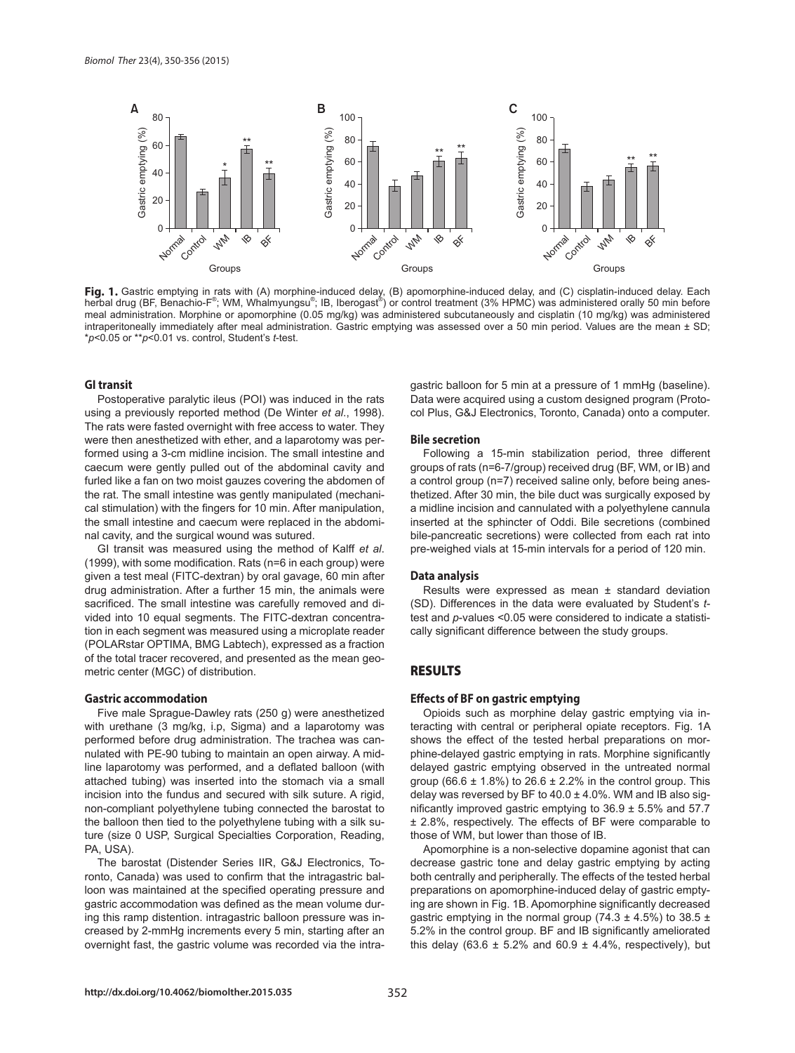**Fig. 1.** Gastric emptying in rats with (A) morphine-induced delay, (B) apomorphine-induced delay, and (C) cisplatin-induced delay. Each herbal drug (BF, Benachio-F®; WM, Whalmyungsu®; IB, Iberogast®) or control treatment (3% HPMC) was administered orally 50 min before meal administration. Morphine or apomorphine (0.05 mg/kg) was administered subcutaneously and cisplatin (10 mg/kg) was administered intraperitoneally immediately after meal administration. Gastric emptying was assessed over a 50 min period. Values are the mean ± SD; \*$p$<0.05 or \*\*$p$<0.01 vs. control, Student's $t$-test.

### GI transit

Postoperative paralytic ileus (POI) was induced in the rats using a previously reported method (De Winter *et al*., 1998). The rats were fasted overnight with free access to water. They were then anesthetized with ether, and a laparotomy was performed using a 3-cm midline incision. The small intestine and caecum were gently pulled out of the abdominal cavity and furled like a fan on two moist gauzes covering the abdomen of the rat. The small intestine was gently manipulated (mechanical stimulation) with the fingers for 10 min. After manipulation, the small intestine and caecum were replaced in the abdominal cavity, and the surgical wound was sutured.

GI transit was measured using the method of Kalff *et al*. (1999), with some modification. Rats (n=6 in each group) were given a test meal (FITC-dextran) by oral gavage, 60 min after drug administration. After a further 15 min, the animals were sacrificed. The small intestine was carefully removed and divided into 10 equal segments. The FITC-dextran concentration in each segment was measured using a microplate reader (POLARstar OPTIMA, BMG Labtech), expressed as a fraction of the total tracer recovered, and presented as the mean geometric center (MGC) of distribution.

### Gastric accommodation

Five male Sprague-Dawley rats (250 g) were anesthetized with urethane (3 mg/kg, i.p, Sigma) and a laparotomy was performed before drug administration. The trachea was cannulated with PE-90 tubing to maintain an open airway. A midline laparotomy was performed, and a deflated balloon (with attached tubing) was inserted into the stomach via a small incision into the fundus and secured with silk suture. A rigid, non-compliant polyethylene tubing connected the barostat to the balloon then tied to the polyethylene tubing with a silk suture (size 0 USP, Surgical Specialties Corporation, Reading, PA, USA).

The barostat (Distender Series IIR, G&J Electronics, Toronto, Canada) was used to confirm that the intragastric balloon was maintained at the specified operating pressure and gastric accommodation was defined as the mean volume during this ramp distention. intragastric balloon pressure was increased by 2-mmHg increments every 5 min, starting after an overnight fast, the gastric volume was recorded via the intragastric balloon for 5 min at a pressure of 1 mmHg (baseline). Data were acquired using a custom designed program (Protocol Plus, G&J Electronics, Toronto, Canada) onto a computer.

### Bile secretion

Following a 15-min stabilization period, three different groups of rats (n=6-7/group) received drug (BF, WM, or IB) and a control group (n=7) received saline only, before being anesthetized. After 30 min, the bile duct was surgically exposed by a midline incision and cannulated with a polyethylene cannula inserted at the sphincter of Oddi. Bile secretions (combined bile-pancreatic secretions) were collected from each rat into pre-weighed vials at 15-min intervals for a period of 120 min.

### Data analysis

Results were expressed as mean ± standard deviation (SD). Differences in the data were evaluated by Student's $t$-test and $p$-values <0.05 were considered to indicate a statistically significant difference between the study groups.

## RESULTS

### Effects of BF on gastric emptying

Opioids such as morphine delay gastric emptying via interacting with central or peripheral opiate receptors. Fig. 1A shows the effect of the tested herbal preparations on morphine-delayed gastric emptying in rats. Morphine significantly delayed gastric emptying observed in the untreated normal group (66.6 ± 1.8%) to 26.6 ± 2.2% in the control group. This delay was reversed by BF to 40.0 ± 4.0%. WM and IB also significantly improved gastric emptying to 36.9 ± 5.5% and 57.7 ± 2.8%, respectively. The effects of BF were comparable to those of WM, but lower than those of IB.

Apomorphine is a non-selective dopamine agonist that can decrease gastric tone and delay gastric emptying by acting both centrally and peripherally. The effects of the tested herbal preparations on apomorphine-induced delay of gastric emptying are shown in Fig. 1B. Apomorphine significantly decreased gastric emptying in the normal group (74.3 ± 4.5%) to 38.5 ± 5.2% in the control group. BF and IB significantly ameliorated this delay (63.6 ± 5.2% and 60.9 ± 4.4%, respectively), but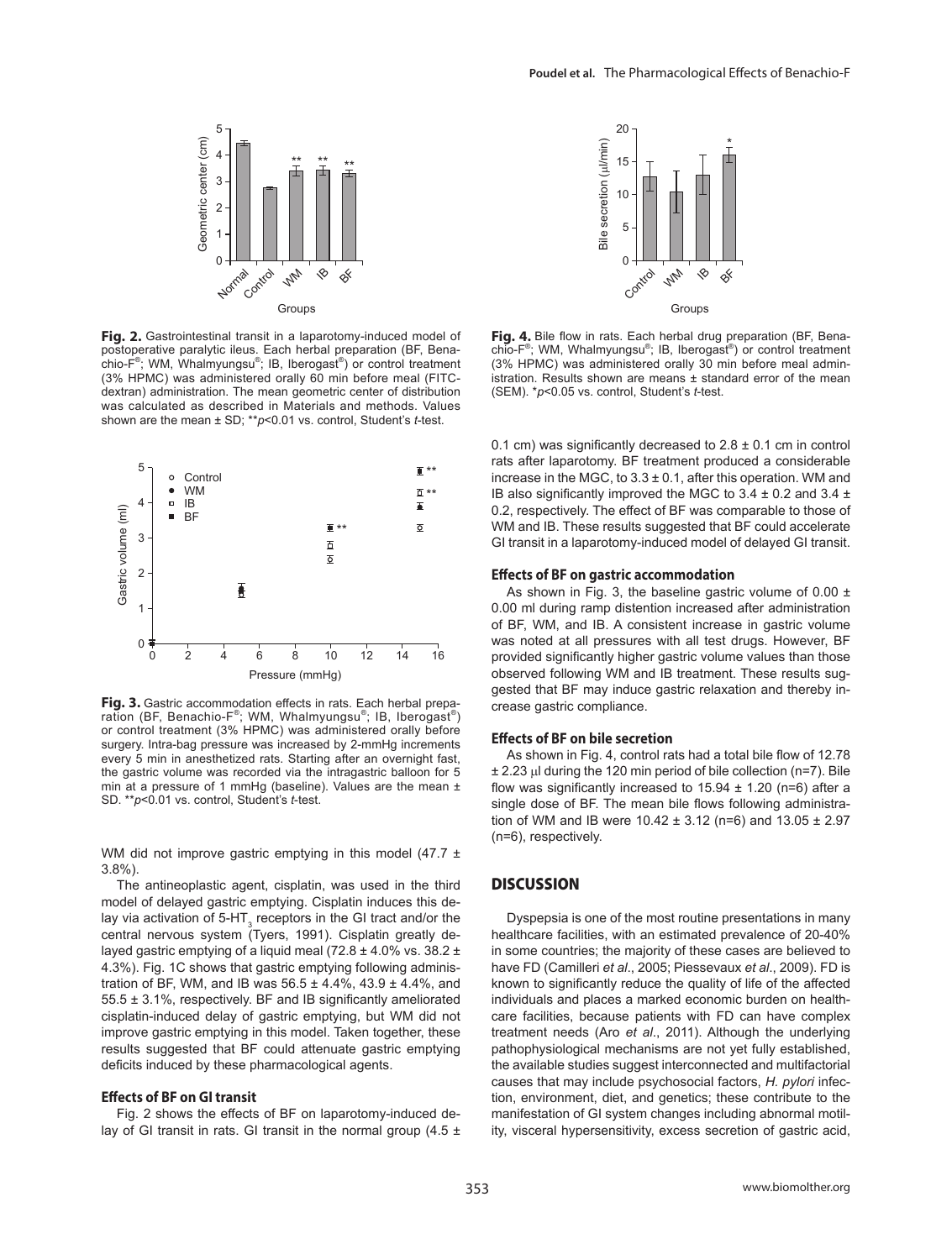**Fig. 2.** Gastrointestinal transit in a laparotomy-induced model of postoperative paralytic ileus. Each herbal preparation (BF, Benachio-F®; WM, Whalmyungsu®; IB, Iberogast®) or control treatment (3% HPMC) was administered orally 60 min before meal (FITC-dextran) administration. The mean geometric center of distribution was calculated as described in Materials and methods. Values shown are the mean ± SD; **$p$<0.01 vs. control, Student's $t$-test.

**Fig. 3.** Gastric accommodation effects in rats. Each herbal preparation (BF, Benachio-F®; WM, Whalmyungsu®; IB, Iberogast®) or control treatment (3% HPMC) was administered orally before surgery. Intra-bag pressure was increased by 2-mmHg increments every 5 min in anesthetized rats. Starting after an overnight fast, the gastric volume was recorded via the intragastric balloon for 5 min at a pressure of 1 mmHg (baseline). Values are the mean ± SD. **$p$<0.01 vs. control, Student's $t$-test.

WM did not improve gastric emptying in this model (47.7 ± 3.8%).

The antineoplastic agent, cisplatin, was used in the third model of delayed gastric emptying. Cisplatin induces this delay via activation of 5-$HT_3$ receptors in the GI tract and/or the central nervous system (Tyers, 1991). Cisplatin greatly delayed gastric emptying of a liquid meal (72.8 ± 4.0% vs. 38.2 ± 4.3%). Fig. 1C shows that gastric emptying following administration of BF, WM, and IB was 56.5 ± 4.4%, 43.9 ± 4.4%, and 55.5 ± 3.1%, respectively. BF and IB significantly ameliorated cisplatin-induced delay of gastric emptying, but WM did not improve gastric emptying in this model. Taken together, these results suggested that BF could attenuate gastric emptying deficits induced by these pharmacological agents.

### Effects of BF on GI transit

Fig. 2 shows the effects of BF on laparotomy-induced delay of GI transit in rats. GI transit in the normal group (4.5 ± 0.1 cm) was significantly decreased to 2.8 ± 0.1 cm in control rats after laparotomy. BF treatment produced a considerable increase in the MGC, to 3.3 ± 0.1, after this operation. WM and IB also significantly improved the MGC to 3.4 ± 0.2 and 3.4 ± 0.2, respectively. The effect of BF was comparable to those of WM and IB. These results suggested that BF could accelerate GI transit in a laparotomy-induced model of delayed GI transit.

**Fig. 4.** Bile flow in rats. Each herbal drug preparation (BF, Benachio-F®; WM, Whalmyungsu®; IB, Iberogast®) or control treatment (3% HPMC) was administered orally 30 min before meal administration. Results shown are means ± standard error of the mean (SEM). *$p$<0.05 vs. control, Student's $t$-test.

### Effects of BF on gastric accommodation

As shown in Fig. 3, the baseline gastric volume of 0.00 ± 0.00 ml during ramp distention increased after administration of BF, WM, and IB. A consistent increase in gastric volume was noted at all pressures with all test drugs. However, BF provided significantly higher gastric volume values than those observed following WM and IB treatment. These results suggested that BF may induce gastric relaxation and thereby increase gastric compliance.

### Effects of BF on bile secretion

As shown in Fig. 4, control rats had a total bile flow of 12.78 ± 2.23 μl during the 120 min period of bile collection (n=7). Bile flow was significantly increased to 15.94 ± 1.20 (n=6) after a single dose of BF. The mean bile flows following administration of WM and IB were 10.42 ± 3.12 (n=6) and 13.05 ± 2.97 (n=6), respectively.

## DISCUSSION

Dyspepsia is one of the most routine presentations in many healthcare facilities, with an estimated prevalence of 20-40% in some countries; the majority of these cases are believed to have FD (Camilleri *et al*., 2005; Piessevaux *et al*., 2009). FD is known to significantly reduce the quality of life of the affected individuals and places a marked economic burden on healthcare facilities, because patients with FD can have complex treatment needs (Aro *et al*., 2011). Although the underlying pathophysiological mechanisms are not yet fully established, the available studies suggest interconnected and multifactorial causes that may include psychosocial factors, *H. pylori* infection, environment, diet, and genetics; these contribute to the manifestation of GI system changes including abnormal motility, visceral hypersensitivity, excess secretion of gastric acid,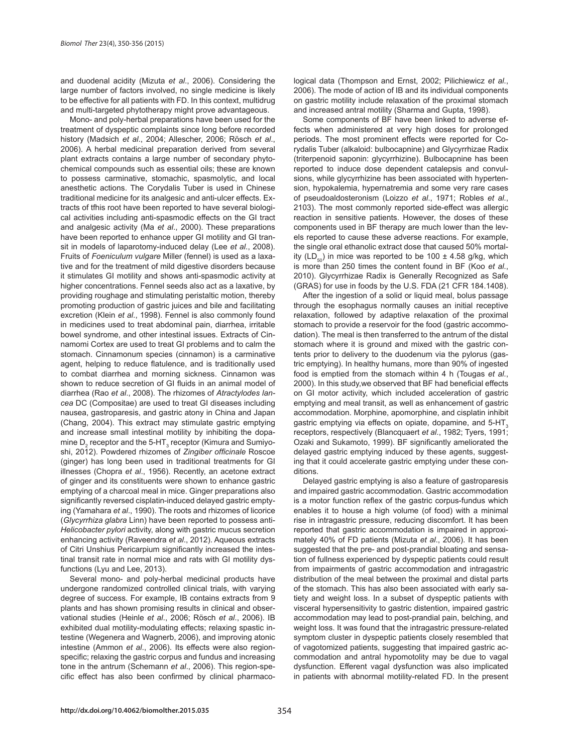and duodenal acidity (Mizuta *et al*., 2006). Considering the large number of factors involved, no single medicine is likely to be effective for all patients with FD. In this context, multidrug and multi-targeted phytotherapy might prove advantageous.

Mono- and poly-herbal preparations have been used for the treatment of dyspeptic complaints since long before recorded history (Madsich *et al*., 2004; Allescher, 2006; Rösch *et al*., 2006). A herbal medicinal preparation derived from several plant extracts contains a large number of secondary phytochemical compounds such as essential oils; these are known to possess carminative, stomachic, spasmolytic, and local anesthetic actions. The Corydalis Tuber is used in Chinese traditional medicine for its analgesic and anti-ulcer effects. Extracts of tfhis root have been reported to have several biological activities including anti-spasmodic effects on the GI tract and analgesic activity (Ma *et al*., 2000). These preparations have been reported to enhance upper GI motility and GI transit in models of laparotomy-induced delay (Lee *et al*., 2008). Fruits of *Foeniculum vulgare* Miller (fennel) is used as a laxative and for the treatment of mild digestive disorders because it stimulates GI motility and shows anti-spasmodic activity at higher concentrations. Fennel seeds also act as a laxative, by providing roughage and stimulating peristaltic motion, thereby promoting production of gastric juices and bile and facilitating excretion (Klein *et al*., 1998). Fennel is also commonly found in medicines used to treat abdominal pain, diarrhea, irritable bowel syndrome, and other intestinal issues. Extracts of Cinnamomi Cortex are used to treat GI problems and to calm the stomach. Cinnamonum species (cinnamon) is a carminative agent, helping to reduce flatulence, and is traditionally used to combat diarrhea and morning sickness. Cinnamon was shown to reduce secretion of GI fluids in an animal model of diarrhea (Rao *et al*., 2008). The rhizomes of *Atractylodes lancea* DC (Compositae) are used to treat GI diseases including nausea, gastroparesis, and gastric atony in China and Japan (Chang, 2004). This extract may stimulate gastric emptying and increase small intestinal motility by inhibiting the dopamine $D_2$ receptor and the 5-$HT_3$ receptor (Kimura and Sumiyoshi, 2012). Powdered rhizomes of *Zingiber officinale* Roscoe (ginger) has long been used in traditional treatments for GI illnesses (Chopra *et al*., 1956). Recently, an acetone extract of ginger and its constituents were shown to enhance gastric emptying of a charcoal meal in mice. Ginger preparations also significantly reversed cisplatin-induced delayed gastric emptying (Yamahara *et al*., 1990). The roots and rhizomes of licorice (*Glycyrrhiza glabra* Linn) have been reported to possess anti-*Helicobacter pylori* activity, along with gastric mucus secretion enhancing activity (Raveendra *et al*., 2012). Aqueous extracts of Citri Unshius Pericarpium significantly increased the intestinal transit rate in normal mice and rats with GI motility dysfunctions (Lyu and Lee, 2013).

Several mono- and poly-herbal medicinal products have undergone randomized controlled clinical trials, with varying degree of success. For example, IB contains extracts from 9 plants and has shown promising results in clinical and observational studies (Heinle *et al*., 2006; Rösch *et al*., 2006). IB exhibited dual motility-modulating effects; relaxing spastic intestine (Wegenera and Wagnerb, 2006), and improving atonic intestine (Ammon *et al*., 2006). Its effects were also region-specific; relaxing the gastric corpus and fundus and increasing tone in the antrum (Schemann *et al*., 2006). This region-specific effect has also been confirmed by clinical pharmacological data (Thompson and Ernst, 2002; Pilichiewicz *et al*., 2006). The mode of action of IB and its individual components on gastric motility include relaxation of the proximal stomach and increased antral motility (Sharma and Gupta, 1998).

Some components of BF have been linked to adverse effects when administered at very high doses for prolonged periods. The most prominent effects were reported for Corydalis Tuber (alkaloid: bulbocapnine) and Glycyrrhizae Radix (triterpenoid saponin: glycyrrhizine). Bulbocapnine has been reported to induce dose dependent catalepsis and convulsions, while glycyrrhizine has been associated with hypertension, hypokalemia, hypernatremia and some very rare cases of pseudoaldosteronism (Loizzo *et al*., 1971; Robles *et al*., 2103). The most commonly reported side-effect was allergic reaction in sensitive patients. However, the doses of these components used in BF therapy are much lower than the levels reported to cause these adverse reactions. For example, the single oral ethanolic extract dose that caused 50% mortality ($LD_{50}$) in mice was reported to be 100 ± 4.58 g/kg, which is more than 250 times the content found in BF (Koo *et al*., 2010). Glycyrrhizae Radix is Generally Recognized as Safe (GRAS) for use in foods by the U.S. FDA (21 CFR 184.1408).

After the ingestion of a solid or liquid meal, bolus passage through the esophagus normally causes an initial receptive relaxation, followed by adaptive relaxation of the proximal stomach to provide a reservoir for the food (gastric accommodation). The meal is then transferred to the antrum of the distal stomach where it is ground and mixed with the gastric contents prior to delivery to the duodenum via the pylorus (gastric emptying). In healthy humans, more than 90% of ingested food is emptied from the stomach within 4 h (Tougas *et al*., 2000). In this study,we observed that BF had beneficial effects on GI motor activity, which included acceleration of gastric emptying and meal transit, as well as enhancement of gastric accommodation. Morphine, apomorphine, and cisplatin inhibit gastric emptying via effects on opiate, dopamine, and 5-$HT_3$ receptors, respectively (Blancquaert *et al*., 1982; Tyers, 1991; Ozaki and Sukamoto, 1999). BF significantly ameliorated the delayed gastric emptying induced by these agents, suggesting that it could accelerate gastric emptying under these conditions.

Delayed gastric emptying is also a feature of gastroparesis and impaired gastric accommodation. Gastric accommodation is a motor function reflex of the gastric corpus-fundus which enables it to house a high volume (of food) with a minimal rise in intragastric pressure, reducing discomfort. It has been reported that gastric accommodation is impaired in approximately 40% of FD patients (Mizuta *et al*., 2006). It has been suggested that the pre- and post-prandial bloating and sensation of fullness experienced by dyspeptic patients could result from impairments of gastric accommodation and intragastric distribution of the meal between the proximal and distal parts of the stomach. This has also been associated with early satiety and weight loss. In a subset of dyspeptic patients with visceral hypersensitivity to gastric distention, impaired gastric accommodation may lead to post-prandial pain, belching, and weight loss. It was found that the intragastric pressure-related symptom cluster in dyspeptic patients closely resembled that of vagotomized patients, suggesting that impaired gastric accommodation and antral hypomotolity may be due to vagal dysfunction. Efferent vagal dysfunction was also implicated in patients with abnormal motility-related FD. In the present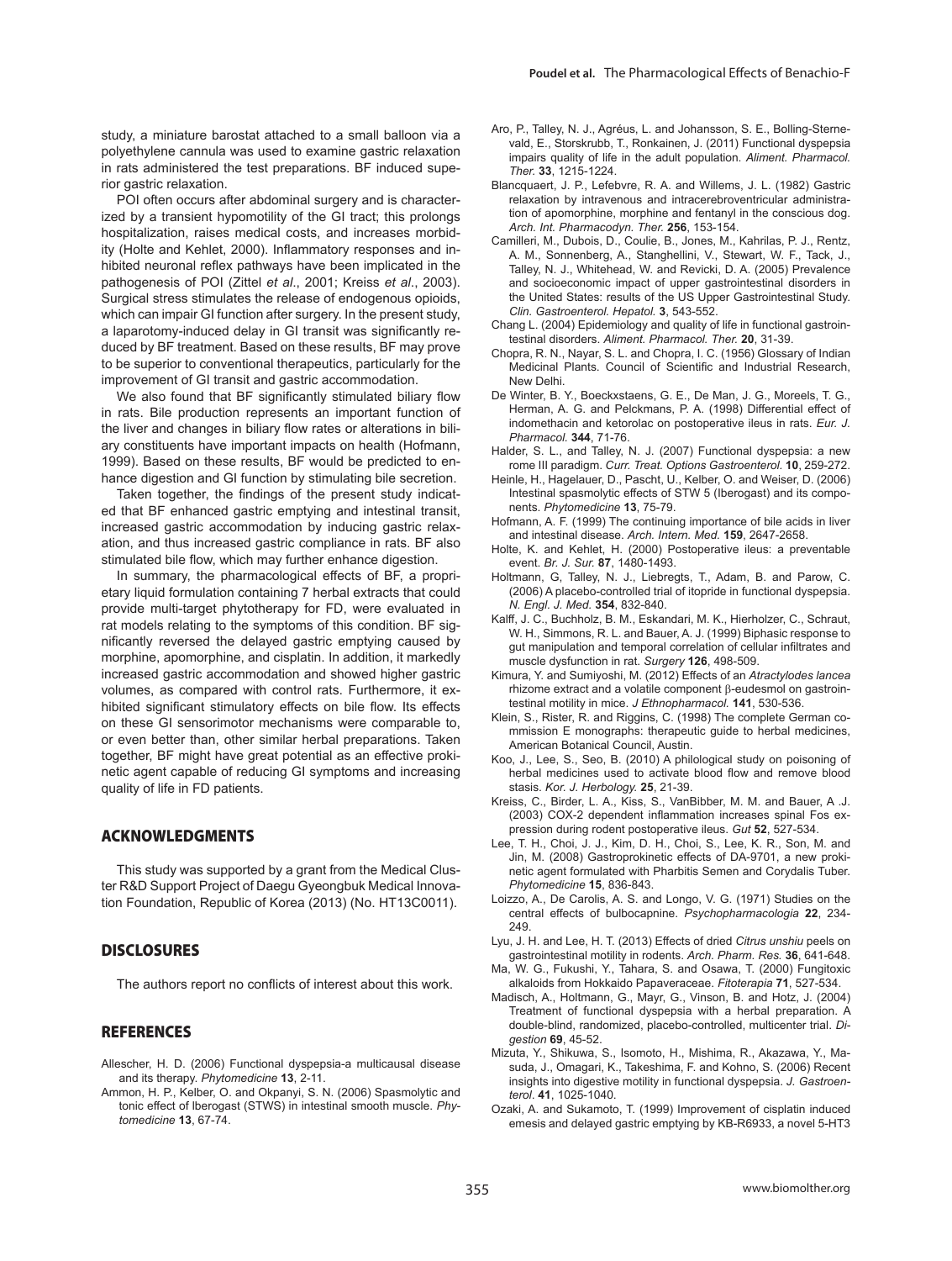study, a miniature barostat attached to a small balloon via a polyethylene cannula was used to examine gastric relaxation in rats administered the test preparations. BF induced superior gastric relaxation.

POI often occurs after abdominal surgery and is characterized by a transient hypomotility of the GI tract; this prolongs hospitalization, raises medical costs, and increases morbidity (Holte and Kehlet, 2000). Inflammatory responses and inhibited neuronal reflex pathways have been implicated in the pathogenesis of POI (Zittel *et al*., 2001; Kreiss *et al*., 2003). Surgical stress stimulates the release of endogenous opioids, which can impair GI function after surgery. In the present study, a laparotomy-induced delay in GI transit was significantly reduced by BF treatment. Based on these results, BF may prove to be superior to conventional therapeutics, particularly for the improvement of GI transit and gastric accommodation.

We also found that BF significantly stimulated biliary flow in rats. Bile production represents an important function of the liver and changes in biliary flow rates or alterations in biliary constituents have important impacts on health (Hofmann, 1999). Based on these results, BF would be predicted to enhance digestion and GI function by stimulating bile secretion.

Taken together, the findings of the present study indicated that BF enhanced gastric emptying and intestinal transit, increased gastric accommodation by inducing gastric relaxation, and thus increased gastric compliance in rats. BF also stimulated bile flow, which may further enhance digestion.

In summary, the pharmacological effects of BF, a proprietary liquid formulation containing 7 herbal extracts that could provide multi-target phytotherapy for FD, were evaluated in rat models relating to the symptoms of this condition. BF significantly reversed the delayed gastric emptying caused by morphine, apomorphine, and cisplatin. In addition, it markedly increased gastric accommodation and showed higher gastric volumes, as compared with control rats. Furthermore, it exhibited significant stimulatory effects on bile flow. Its effects on these GI sensorimotor mechanisms were comparable to, or even better than, other similar herbal preparations. Taken together, BF might have great potential as an effective prokinetic agent capable of reducing GI symptoms and increasing quality of life in FD patients.

## ACKNOWLEDGMENTS

This study was supported by a grant from the Medical Cluster R&D Support Project of Daegu Gyeongbuk Medical Innovation Foundation, Republic of Korea (2013) (No. HT13C0011).

## DISCLOSURES

The authors report no conflicts of interest about this work.

## REFERENCES

Allescher, H. D. (2006) Functional dyspepsia-a multicausal disease and its therapy. *Phytomedicine* **13**, 2-11.

Ammon, H. P., Kelber, O. and Okpanyi, S. N. (2006) Spasmolytic and tonic effect of Iberogast (STWS) in intestinal smooth muscle. *Phytomedicine* **13**, 67-74.

Aro, P., Talley, N. J., Agréus, L. and Johansson, S. E., Bolling-Sternevald, E., Storskrubb, T., Ronkainen, J. (2011) Functional dyspepsia impairs quality of life in the adult population. *Aliment. Pharmacol. Ther.* **33**, 1215-1224.

Blancquaert, J. P., Lefebvre, R. A. and Willems, J. L. (1982) Gastric relaxation by intravenous and intracerebroventricular administration of apomorphine, morphine and fentanyl in the conscious dog. *Arch. Int. Pharmacodyn. Ther.* **256**, 153-154.

Camilleri, M., Dubois, D., Coulie, B., Jones, M., Kahrilas, P. J., Rentz, A. M., Sonnenberg, A., Stanghellini, V., Stewart, W. F., Tack, J., Talley, N. J., Whitehead, W. and Revicki, D. A. (2005) Prevalence and socioeconomic impact of upper gastrointestinal disorders in the United States: results of the US Upper Gastrointestinal Study. *Clin. Gastroenterol. Hepatol.* **3**, 543-552.

Chang L. (2004) Epidemiology and quality of life in functional gastrointestinal disorders. *Aliment. Pharmacol. Ther.* **20**, 31-39.

Chopra, R. N., Nayar, S. L. and Chopra, I. C. (1956) Glossary of Indian Medicinal Plants. Council of Scientific and Industrial Research, New Delhi.

De Winter, B. Y., Boeckxstaens, G. E., De Man, J. G., Moreels, T. G., Herman, A. G. and Pelckmans, P. A. (1998) Differential effect of indomethacin and ketorolac on postoperative ileus in rats. *Eur. J. Pharmacol.* **344**, 71-76.

Halder, S. L., and Talley, N. J. (2007) Functional dyspepsia: a new rome III paradigm. *Curr. Treat. Options Gastroenterol.* **10**, 259-272.

Heinle, H., Hagelauer, D., Pascht, U., Kelber, O. and Weiser, D. (2006) Intestinal spasmolytic effects of STW 5 (Iberogast) and its components. *Phytomedicine* **13**, 75-79.

Hofmann, A. F. (1999) The continuing importance of bile acids in liver and intestinal disease. *Arch. Intern. Med.* **159**, 2647-2658.

Holte, K. and Kehlet, H. (2000) Postoperative ileus: a preventable event. *Br. J. Sur.* **87**, 1480-1493.

Holtmann, G, Talley, N. J., Liebregts, T., Adam, B. and Parow, C. (2006) A placebo-controlled trial of itopride in functional dyspepsia. *N. Engl. J. Med.* **354**, 832-840.

Kalff, J. C., Buchholz, B. M., Eskandari, M. K., Hierholzer, C., Schraut, W. H., Simmons, R. L. and Bauer, A. J. (1999) Biphasic response to gut manipulation and temporal correlation of cellular infiltrates and muscle dysfunction in rat. *Surgery* **126**, 498-509.

Kimura, Y. and Sumiyoshi, M. (2012) Effects of an *Atractylodes lancea* rhizome extract and a volatile component β-eudesmol on gastrointestinal motility in mice. *J Ethnopharmacol.* **141**, 530-536.

Klein, S., Rister, R. and Riggins, C. (1998) The complete German commission E monographs: therapeutic guide to herbal medicines, American Botanical Council, Austin.

Koo, J., Lee, S., Seo, B. (2010) A philological study on poisoning of herbal medicines used to activate blood flow and remove blood stasis. *Kor. J. Herbology.* **25**, 21-39.

Kreiss, C., Birder, L. A., Kiss, S., VanBibber, M. M. and Bauer, A .J. (2003) COX-2 dependent inflammation increases spinal Fos expression during rodent postoperative ileus. *Gut* **52**, 527-534.

Lee, T. H., Choi, J. J., Kim, D. H., Choi, S., Lee, K. R., Son, M. and Jin, M. (2008) Gastroprokinetic effects of DA-9701, a new prokinetic agent formulated with Pharbitis Semen and Corydalis Tuber. *Phytomedicine* **15**, 836-843.

Loizzo, A., De Carolis, A. S. and Longo, V. G. (1971) Studies on the central effects of bulbocapnine. *Psychopharmacologia* **22**, 234-249.

Lyu, J. H. and Lee, H. T. (2013) Effects of dried *Citrus unshiu* peels on gastrointestinal motility in rodents. *Arch. Pharm. Res.* **36**, 641-648.

Ma, W. G., Fukushi, Y., Tahara, S. and Osawa, T. (2000) Fungitoxic alkaloids from Hokkaido Papaveraceae. *Fitoterapia* **71**, 527-534.

Madisch, A., Holtmann, G., Mayr, G., Vinson, B. and Hotz, J. (2004) Treatment of functional dyspepsia with a herbal preparation. A double-blind, randomized, placebo-controlled, multicenter trial. *Digestion* **69**, 45-52.

Mizuta, Y., Shikuwa, S., Isomoto, H., Mishima, R., Akazawa, Y., Masuda, J., Omagari, K., Takeshima, F. and Kohno, S. (2006) Recent insights into digestive motility in functional dyspepsia. *J. Gastroenterol.* **41**, 1025-1040.

Ozaki, A. and Sukamoto, T. (1999) Improvement of cisplatin induced emesis and delayed gastric emptying by KB-R6933, a novel 5-HT3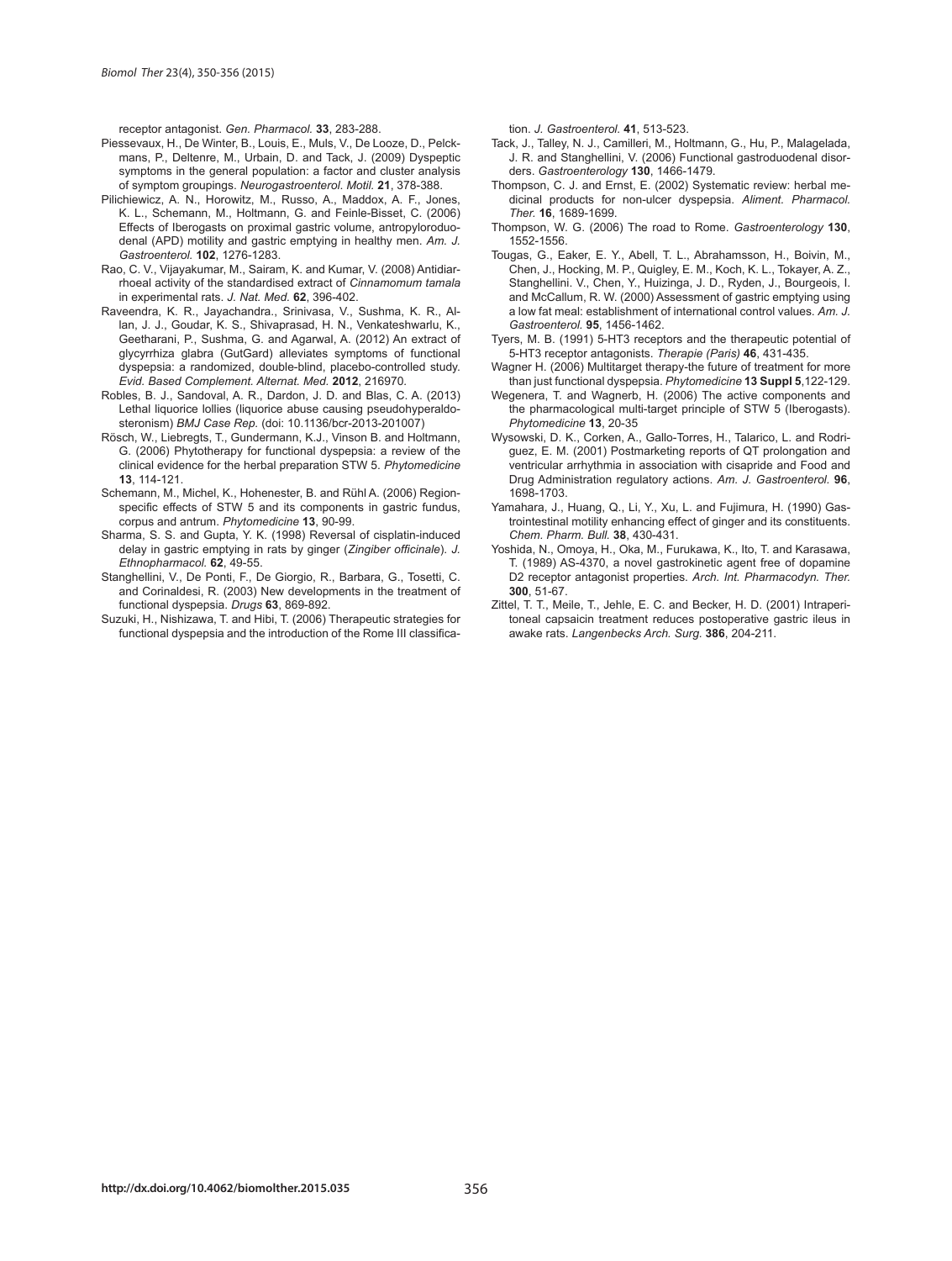receptor antagonist. *Gen. Pharmacol.* **33**, 283-288.

Piessevaux, H., De Winter, B., Louis, E., Muls, V., De Looze, D., Pelckmans, P., Deltenre, M., Urbain, D. and Tack, J. (2009) Dyspeptic symptoms in the general population: a factor and cluster analysis of symptom groupings. *Neurogastroenterol. Motil.* **21**, 378-388.

Pilichiewicz, A. N., Horowitz, M., Russo, A., Maddox, A. F., Jones, K. L., Schemann, M., Holtmann, G. and Feinle-Bisset, C. (2006) Effects of Iberogasts on proximal gastric volume, antropyloroduodenal (APD) motility and gastric emptying in healthy men. *Am. J. Gastroenterol.* **102**, 1276-1283.

Rao, C. V., Vijayakumar, M., Sairam, K. and Kumar, V. (2008) Antidiarrhoeal activity of the standardised extract of *Cinnamomum tamala* in experimental rats. *J. Nat. Med.* **62**, 396-402.

Raveendra, K. R., Jayachandra., Srinivasa, V., Sushma, K. R., Allan, J. J., Goudar, K. S., Shivaprasad, H. N., Venkateshwarlu, K., Geetharani, P., Sushma, G. and Agarwal, A. (2012) An extract of glycyrrhiza glabra (GutGard) alleviates symptoms of functional dyspepsia: a randomized, double-blind, placebo-controlled study. *Evid. Based Complement. Alternat. Med.* **2012**, 216970.

Robles, B. J., Sandoval, A. R., Dardon, J. D. and Blas, C. A. (2013) Lethal liquorice lollies (liquorice abuse causing pseudohyperaldosteronism) *BMJ Case Rep.* (doi: 10.1136/bcr-2013-201007)

Rösch, W., Liebregts, T., Gundermann, K.J., Vinson B. and Holtmann, G. (2006) Phytotherapy for functional dyspepsia: a review of the clinical evidence for the herbal preparation STW 5. *Phytomedicine* **13**, 114-121.

Schemann, M., Michel, K., Hohenester, B. and Rühl A. (2006) Region-specific effects of STW 5 and its components in gastric fundus, corpus and antrum. *Phytomedicine* **13**, 90-99.

Sharma, S. S. and Gupta, Y. K. (1998) Reversal of cisplatin-induced delay in gastric emptying in rats by ginger (*Zingiber officinale*). *J. Ethnopharmacol.* **62**, 49-55.

Stanghellini, V., De Ponti, F., De Giorgio, R., Barbara, G., Tosetti, C. and Corinaldesi, R. (2003) New developments in the treatment of functional dyspepsia. *Drugs* **63**, 869-892.

Suzuki, H., Nishizawa, T. and Hibi, T. (2006) Therapeutic strategies for functional dyspepsia and the introduction of the Rome III classification. *J. Gastroenterol.* **41**, 513-523.

Tack, J., Talley, N. J., Camilleri, M., Holtmann, G., Hu, P., Malagelada, J. R. and Stanghellini, V. (2006) Functional gastroduodenal disorders. *Gastroenterology* **130**, 1466-1479.

Thompson, C. J. and Ernst, E. (2002) Systematic review: herbal medicinal products for non-ulcer dyspepsia. *Aliment. Pharmacol. Ther.* **16**, 1689-1699.

Thompson, W. G. (2006) The road to Rome. *Gastroenterology* **130**, 1552-1556.

Tougas, G., Eaker, E. Y., Abell, T. L., Abrahamsson, H., Boivin, M., Chen, J., Hocking, M. P., Quigley, E. M., Koch, K. L., Tokayer, A. Z., Stanghellini. V., Chen, Y., Huizinga, J. D., Ryden, J., Bourgeois, I. and McCallum, R. W. (2000) Assessment of gastric emptying using a low fat meal: establishment of international control values. *Am. J. Gastroenterol.* **95**, 1456-1462.

Tyers, M. B. (1991) 5-HT3 receptors and the therapeutic potential of 5-HT3 receptor antagonists. *Therapie (Paris)* **46**, 431-435.

Wagner H. (2006) Multitarget therapy-the future of treatment for more than just functional dyspepsia. *Phytomedicine* **13 Suppl 5**,122-129.

Wegenera, T. and Wagnerb, H. (2006) The active components and the pharmacological multi-target principle of STW 5 (Iberogasts). *Phytomedicine* **13**, 20-35

Wysowski, D. K., Corken, A., Gallo-Torres, H., Talarico, L. and Rodriguez, E. M. (2001) Postmarketing reports of QT prolongation and ventricular arrhythmia in association with cisapride and Food and Drug Administration regulatory actions. *Am. J. Gastroenterol.* **96**, 1698-1703.

Yamahara, J., Huang, Q., Li, Y., Xu, L. and Fujimura, H. (1990) Gastrointestinal motility enhancing effect of ginger and its constituents. *Chem. Pharm. Bull.* **38**, 430-431.

Yoshida, N., Omoya, H., Oka, M., Furukawa, K., Ito, T. and Karasawa, T. (1989) AS-4370, a novel gastrokinetic agent free of dopamine D2 receptor antagonist properties. *Arch. Int. Pharmacodyn. Ther.* **300**, 51-67.

Zittel, T. T., Meile, T., Jehle, E. C. and Becker, H. D. (2001) Intraperitoneal capsaicin treatment reduces postoperative gastric ileus in awake rats. *Langenbecks Arch. Surg.* **386**, 204-211.